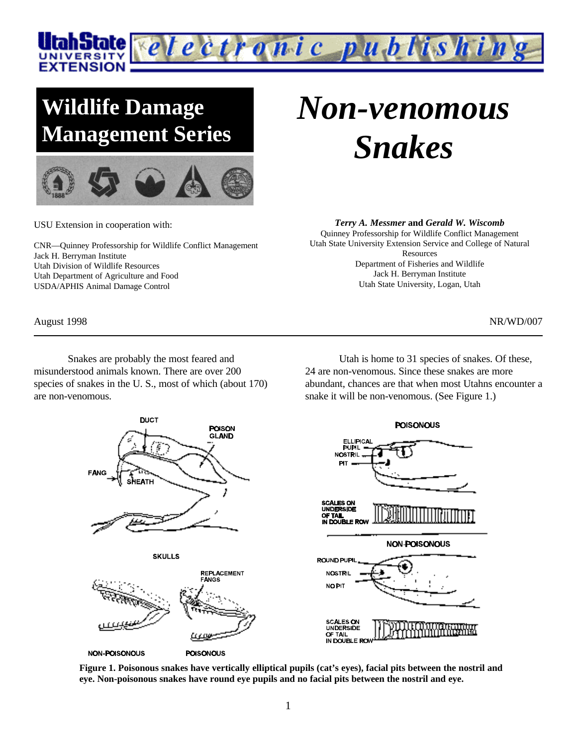# Wildlife Damage Management Series

# *Non-venomous Snakes*

USU Extension in cooperation with:

CNR—Quinney Professorship for Wildlife Conflict Management
Jack H. Berryman Institute
Utah Division of Wildlife Resources
Utah Department of Agriculture and Food
USDA/APHIS Animal Damage Control

***Terry A. Messmer*** **and** ***Gerald W. Wiscomb***
Quinney Professorship for Wildlife Conflict Management
Utah State University Extension Service and College of Natural Resources
Department of Fisheries and Wildlife
Jack H. Berryman Institute
Utah State University, Logan, Utah

August 1998

NR/WD/007

---

Snakes are probably the most feared and misunderstood animals known. There are over 200 species of snakes in the U. S., most of which (about 170) are non-venomous.

Utah is home to 31 species of snakes. Of these, 24 are non-venomous. Since these snakes are more abundant, chances are that when most Utahns encounter a snake it will be non-venomous. (See Figure 1.)

**Figure 1. Poisonous snakes have vertically elliptical pupils (cat's eyes), facial pits between the nostril and eye. Non-poisonous snakes have round eye pupils and no facial pits between the nostril and eye.**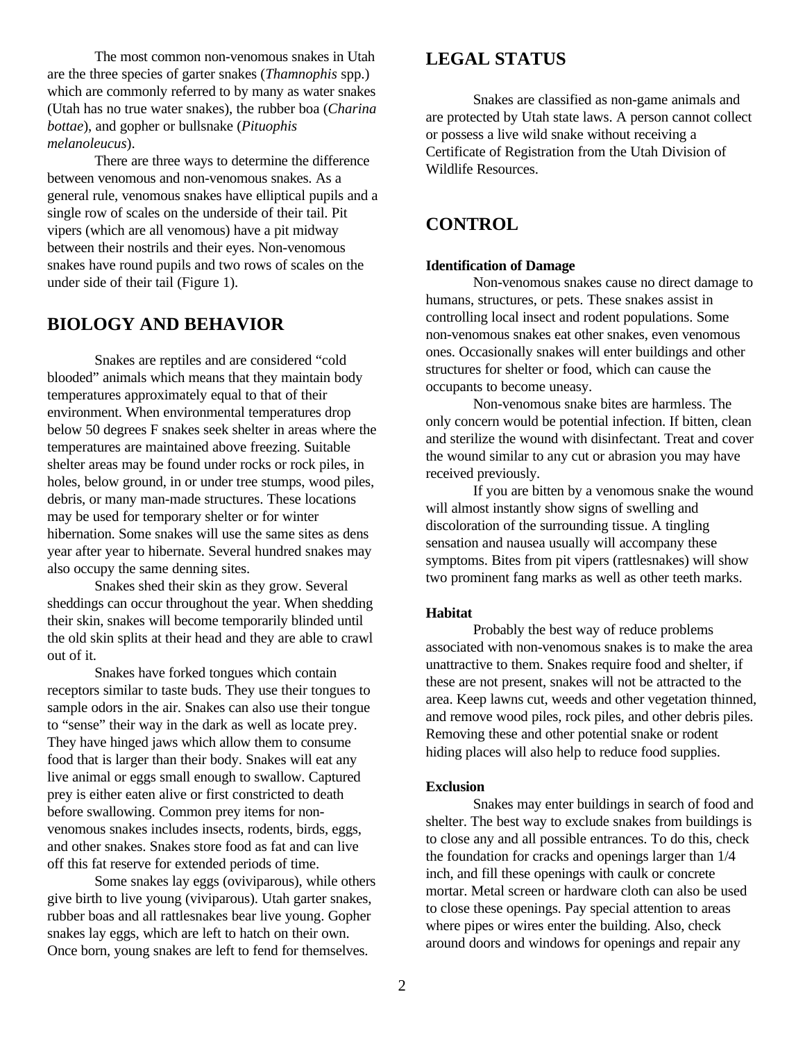The most common non-venomous snakes in Utah are the three species of garter snakes (*Thamnophis* spp.) which are commonly referred to by many as water snakes (Utah has no true water snakes), the rubber boa (*Charina bottae*), and gopher or bullsnake (*Pituophis melanoleucus*).

There are three ways to determine the difference between venomous and non-venomous snakes. As a general rule, venomous snakes have elliptical pupils and a single row of scales on the underside of their tail. Pit vipers (which are all venomous) have a pit midway between their nostrils and their eyes. Non-venomous snakes have round pupils and two rows of scales on the under side of their tail (Figure 1).

## BIOLOGY AND BEHAVIOR

Snakes are reptiles and are considered "cold blooded" animals which means that they maintain body temperatures approximately equal to that of their environment. When environmental temperatures drop below 50 degrees F snakes seek shelter in areas where the temperatures are maintained above freezing. Suitable shelter areas may be found under rocks or rock piles, in holes, below ground, in or under tree stumps, wood piles, debris, or many man-made structures. These locations may be used for temporary shelter or for winter hibernation. Some snakes will use the same sites as dens year after year to hibernate. Several hundred snakes may also occupy the same denning sites.

Snakes shed their skin as they grow. Several sheddings can occur throughout the year. When shedding their skin, snakes will become temporarily blinded until the old skin splits at their head and they are able to crawl out of it.

Snakes have forked tongues which contain receptors similar to taste buds. They use their tongues to sample odors in the air. Snakes can also use their tongue to "sense" their way in the dark as well as locate prey. They have hinged jaws which allow them to consume food that is larger than their body. Snakes will eat any live animal or eggs small enough to swallow. Captured prey is either eaten alive or first constricted to death before swallowing. Common prey items for non-venomous snakes includes insects, rodents, birds, eggs, and other snakes. Snakes store food as fat and can live off this fat reserve for extended periods of time.

Some snakes lay eggs (oviviparous), while others give birth to live young (viviparous). Utah garter snakes, rubber boas and all rattlesnakes bear live young. Gopher snakes lay eggs, which are left to hatch on their own. Once born, young snakes are left to fend for themselves.

## LEGAL STATUS

Snakes are classified as non-game animals and are protected by Utah state laws. A person cannot collect or possess a live wild snake without receiving a Certificate of Registration from the Utah Division of Wildlife Resources.

## CONTROL

**Identification of Damage**

Non-venomous snakes cause no direct damage to humans, structures, or pets. These snakes assist in controlling local insect and rodent populations. Some non-venomous snakes eat other snakes, even venomous ones. Occasionally snakes will enter buildings and other structures for shelter or food, which can cause the occupants to become uneasy.

Non-venomous snake bites are harmless. The only concern would be potential infection. If bitten, clean and sterilize the wound with disinfectant. Treat and cover the wound similar to any cut or abrasion you may have received previously.

If you are bitten by a venomous snake the wound will almost instantly show signs of swelling and discoloration of the surrounding tissue. A tingling sensation and nausea usually will accompany these symptoms. Bites from pit vipers (rattlesnakes) will show two prominent fang marks as well as other teeth marks.

**Habitat**

Probably the best way of reduce problems associated with non-venomous snakes is to make the area unattractive to them. Snakes require food and shelter, if these are not present, snakes will not be attracted to the area. Keep lawns cut, weeds and other vegetation thinned, and remove wood piles, rock piles, and other debris piles. Removing these and other potential snake or rodent hiding places will also help to reduce food supplies.

**Exclusion**

Snakes may enter buildings in search of food and shelter. The best way to exclude snakes from buildings is to close any and all possible entrances. To do this, check the foundation for cracks and openings larger than 1/4 inch, and fill these openings with caulk or concrete mortar. Metal screen or hardware cloth can also be used to close these openings. Pay special attention to areas where pipes or wires enter the building. Also, check around doors and windows for openings and repair any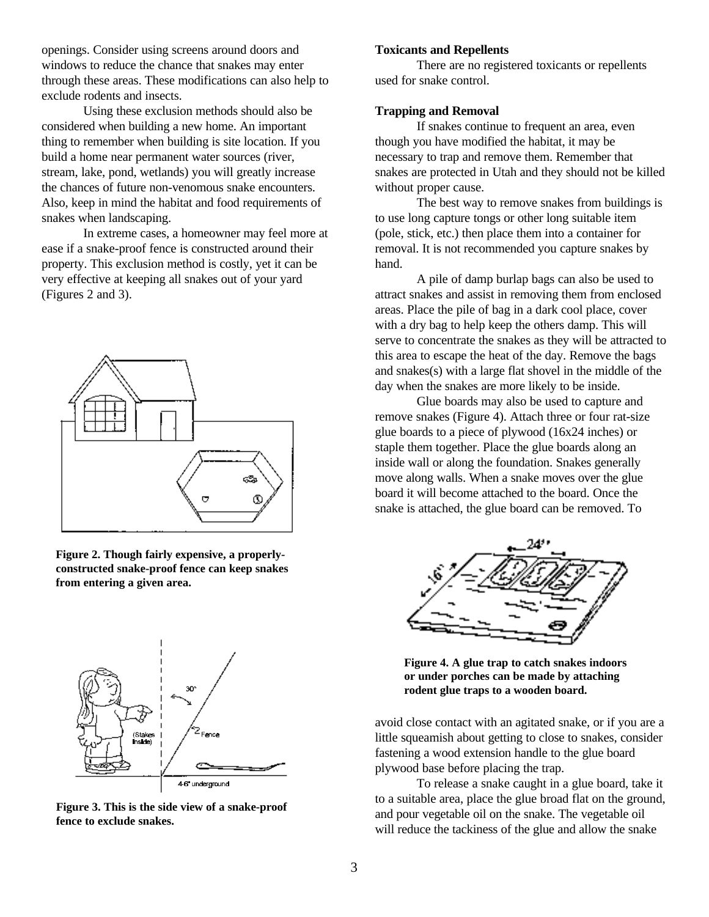openings. Consider using screens around doors and windows to reduce the chance that snakes may enter through these areas. These modifications can also help to exclude rodents and insects.

Using these exclusion methods should also be considered when building a new home. An important thing to remember when building is site location. If you build a home near permanent water sources (river, stream, lake, pond, wetlands) you will greatly increase the chances of future non-venomous snake encounters. Also, keep in mind the habitat and food requirements of snakes when landscaping.

In extreme cases, a homeowner may feel more at ease if a snake-proof fence is constructed around their property. This exclusion method is costly, yet it can be very effective at keeping all snakes out of your yard (Figures 2 and 3).

**Figure 2. Though fairly expensive, a properly-constructed snake-proof fence can keep snakes from entering a given area.**

**Figure 3. This is the side view of a snake-proof fence to exclude snakes.**

**Toxicants and Repellents**

There are no registered toxicants or repellents used for snake control.

**Trapping and Removal**

If snakes continue to frequent an area, even though you have modified the habitat, it may be necessary to trap and remove them. Remember that snakes are protected in Utah and they should not be killed without proper cause.

The best way to remove snakes from buildings is to use long capture tongs or other long suitable item (pole, stick, etc.) then place them into a container for removal. It is not recommended you capture snakes by hand.

A pile of damp burlap bags can also be used to attract snakes and assist in removing them from enclosed areas. Place the pile of bag in a dark cool place, cover with a dry bag to help keep the others damp. This will serve to concentrate the snakes as they will be attracted to this area to escape the heat of the day. Remove the bags and snakes(s) with a large flat shovel in the middle of the day when the snakes are more likely to be inside.

Glue boards may also be used to capture and remove snakes (Figure 4). Attach three or four rat-size glue boards to a piece of plywood (16x24 inches) or staple them together. Place the glue boards along an inside wall or along the foundation. Snakes generally move along walls. When a snake moves over the glue board it will become attached to the board. Once the snake is attached, the glue board can be removed. To avoid close contact with an agitated snake, or if you are a little squeamish about getting to close to snakes, consider fastening a wood extension handle to the glue board plywood base before placing the trap.

**Figure 4. A glue trap to catch snakes indoors or under porches can be made by attaching rodent glue traps to a wooden board.**

To release a snake caught in a glue board, take it to a suitable area, place the glue broad flat on the ground, and pour vegetable oil on the snake. The vegetable oil will reduce the tackiness of the glue and allow the snake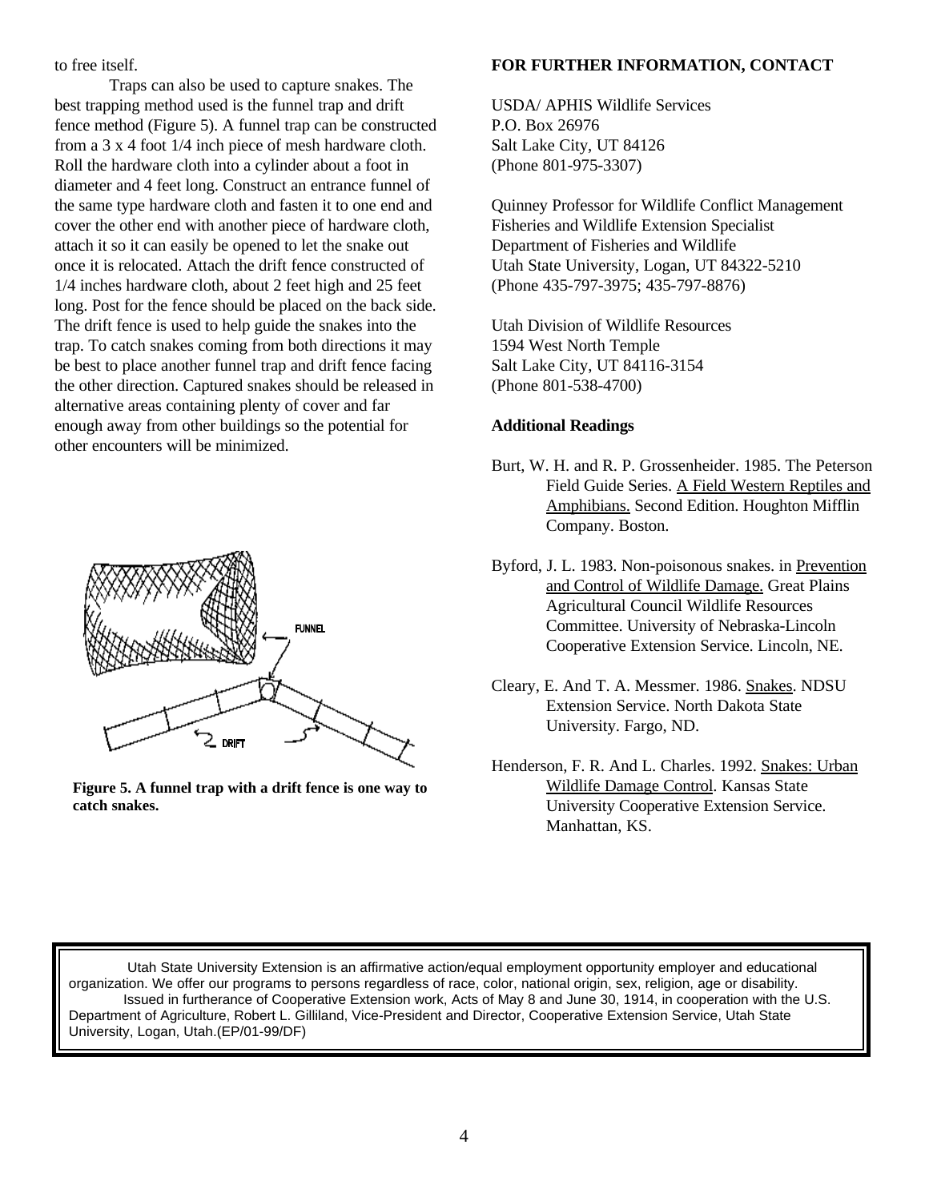to free itself.

Traps can also be used to capture snakes. The best trapping method used is the funnel trap and drift fence method (Figure 5). A funnel trap can be constructed from a 3 x 4 foot 1/4 inch piece of mesh hardware cloth. Roll the hardware cloth into a cylinder about a foot in diameter and 4 feet long. Construct an entrance funnel of the same type hardware cloth and fasten it to one end and cover the other end with another piece of hardware cloth, attach it so it can easily be opened to let the snake out once it is relocated. Attach the drift fence constructed of 1/4 inches hardware cloth, about 2 feet high and 25 feet long. Post for the fence should be placed on the back side. The drift fence is used to help guide the snakes into the trap. To catch snakes coming from both directions it may be best to place another funnel trap and drift fence facing the other direction. Captured snakes should be released in alternative areas containing plenty of cover and far enough away from other buildings so the potential for other encounters will be minimized.

FUNNEL

DRIFT

**Figure 5. A funnel trap with a drift fence is one way to catch snakes.**

**FOR FURTHER INFORMATION, CONTACT**

USDA/ APHIS Wildlife Services
P.O. Box 26976
Salt Lake City, UT 84126
(Phone 801-975-3307)

Quinney Professor for Wildlife Conflict Management
Fisheries and Wildlife Extension Specialist
Department of Fisheries and Wildlife
Utah State University, Logan, UT 84322-5210
(Phone 435-797-3975; 435-797-8876)

Utah Division of Wildlife Resources
1594 West North Temple
Salt Lake City, UT 84116-3154
(Phone 801-538-4700)

**Additional Readings**

Burt, W. H. and R. P. Grossenheider. 1985. The Peterson Field Guide Series. A Field Western Reptiles and Amphibians. Second Edition. Houghton Mifflin Company. Boston.

Byford, J. L. 1983. Non-poisonous snakes. in Prevention and Control of Wildlife Damage. Great Plains Agricultural Council Wildlife Resources Committee. University of Nebraska-Lincoln Cooperative Extension Service. Lincoln, NE.

Cleary, E. And T. A. Messmer. 1986. Snakes. NDSU Extension Service. North Dakota State University. Fargo, ND.

Henderson, F. R. And L. Charles. 1992. Snakes: Urban Wildlife Damage Control. Kansas State University Cooperative Extension Service. Manhattan, KS.

Utah State University Extension is an affirmative action/equal employment opportunity employer and educational organization. We offer our programs to persons regardless of race, color, national origin, sex, religion, age or disability.

Issued in furtherance of Cooperative Extension work, Acts of May 8 and June 30, 1914, in cooperation with the U.S. Department of Agriculture, Robert L. Gilliland, Vice-President and Director, Cooperative Extension Service, Utah State University, Logan, Utah.(EP/01-99/DF)